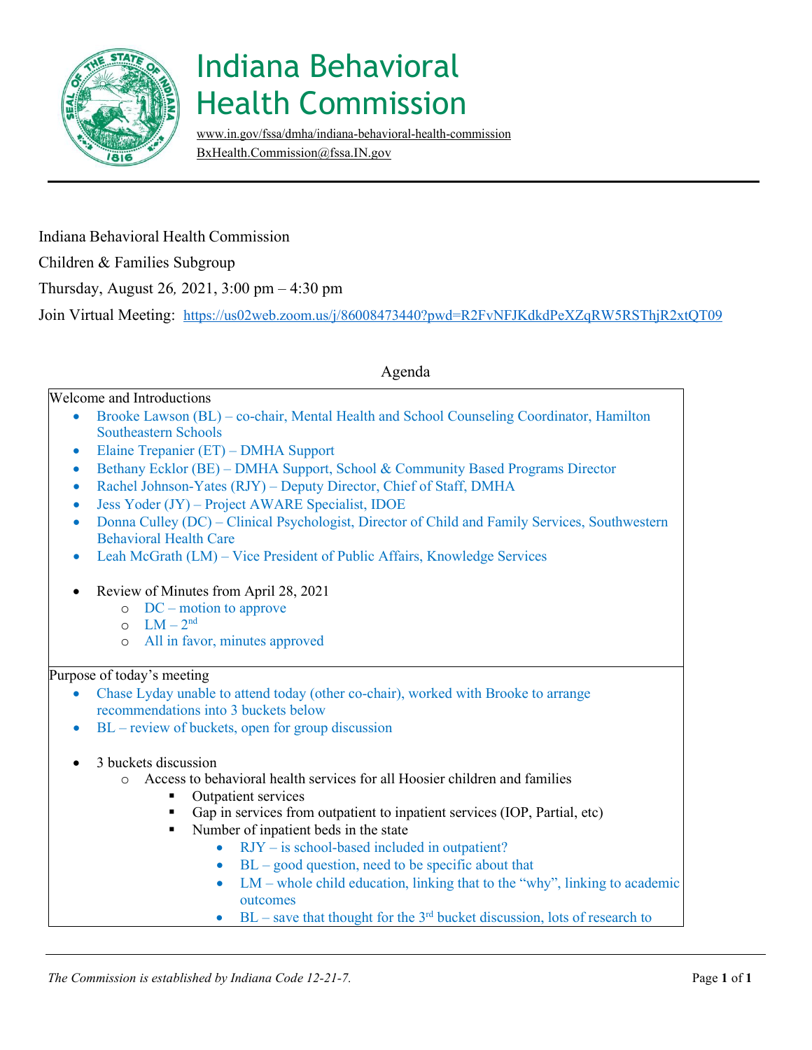# Indiana Behavioral Health Commission

www.in.gov/fssa/dmha/indiana-behavioral-health-commission
BxHealth.Commission@fssa.IN.gov

Indiana Behavioral Health Commission

Children & Families Subgroup

Thursday, August 26, 2021, 3:00 pm – 4:30 pm

Join Virtual Meeting: https://us02web.zoom.us/j/86008473440?pwd=R2FvNFJKdkdPeXZqRW5RSThjR2xtQT09

Agenda

Welcome and Introductions

- Brooke Lawson (BL) – co-chair, Mental Health and School Counseling Coordinator, Hamilton Southeastern Schools
- Elaine Trepanier (ET) – DMHA Support
- Bethany Ecklor (BE) – DMHA Support, School & Community Based Programs Director
- Rachel Johnson-Yates (RJY) – Deputy Director, Chief of Staff, DMHA
- Jess Yoder (JY) – Project AWARE Specialist, IDOE
- Donna Culley (DC) – Clinical Psychologist, Director of Child and Family Services, Southwestern Behavioral Health Care
- Leah McGrath (LM) – Vice President of Public Affairs, Knowledge Services

- Review of Minutes from April 28, 2021
  - DC – motion to approve
  - LM – 2nd
  - All in favor, minutes approved

Purpose of today's meeting

- Chase Lyday unable to attend today (other co-chair), worked with Brooke to arrange recommendations into 3 buckets below
- BL – review of buckets, open for group discussion

- 3 buckets discussion
  - Access to behavioral health services for all Hoosier children and families
    - Outpatient services
    - Gap in services from outpatient to inpatient services (IOP, Partial, etc)
    - Number of inpatient beds in the state
      - RJY – is school-based included in outpatient?
      - BL – good question, need to be specific about that
      - LM – whole child education, linking that to the "why", linking to academic outcomes
      - BL – save that thought for the 3rd bucket discussion, lots of research to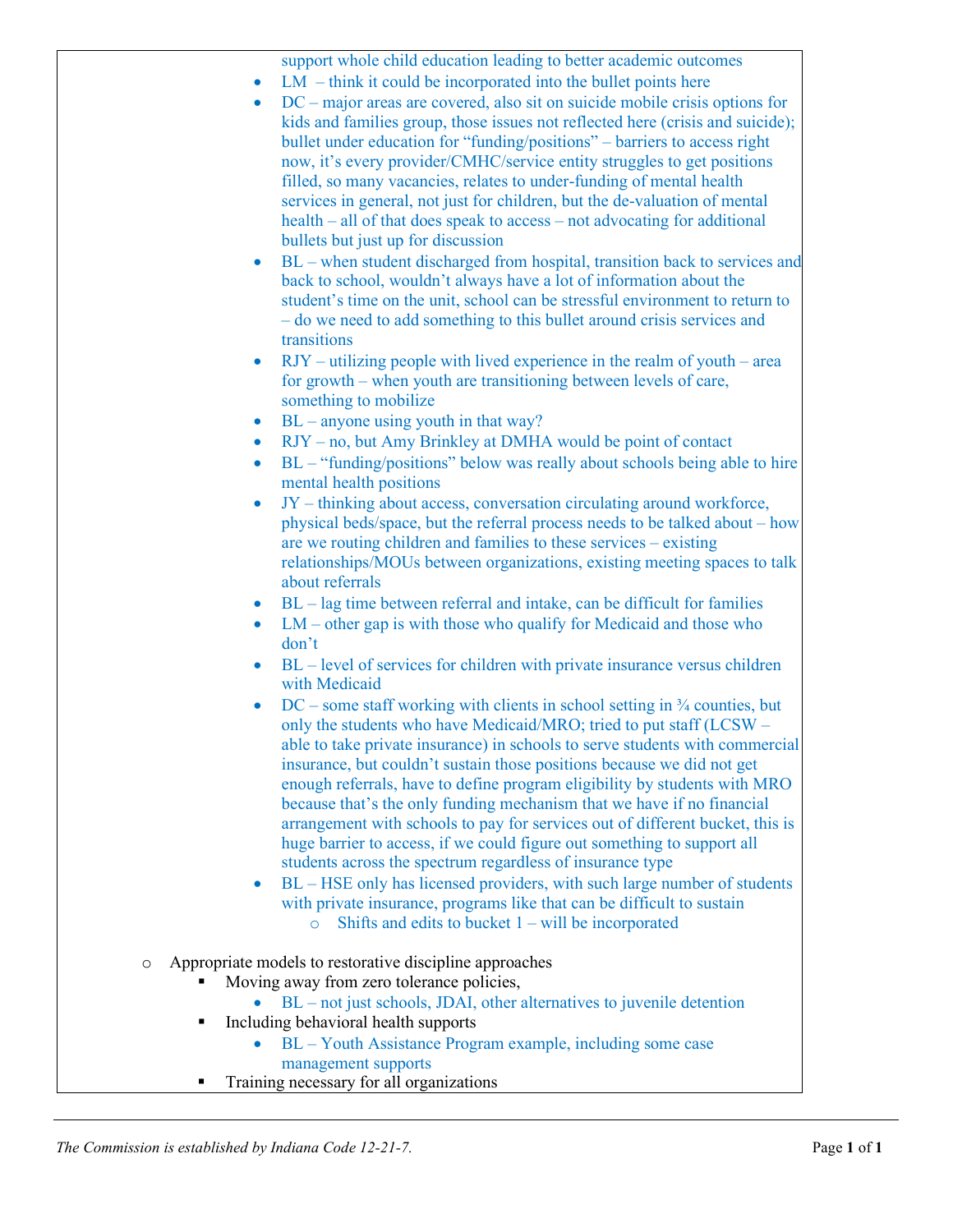support whole child education leading to better academic outcomes

- LM – think it could be incorporated into the bullet points here
- DC – major areas are covered, also sit on suicide mobile crisis options for kids and families group, those issues not reflected here (crisis and suicide); bullet under education for "funding/positions" – barriers to access right now, it's every provider/CMHC/service entity struggles to get positions filled, so many vacancies, relates to under-funding of mental health services in general, not just for children, but the de-valuation of mental health – all of that does speak to access – not advocating for additional bullets but just up for discussion
- BL – when student discharged from hospital, transition back to services and back to school, wouldn't always have a lot of information about the student's time on the unit, school can be stressful environment to return to – do we need to add something to this bullet around crisis services and transitions
- RJY – utilizing people with lived experience in the realm of youth – area for growth – when youth are transitioning between levels of care, something to mobilize
- BL – anyone using youth in that way?
- RJY – no, but Amy Brinkley at DMHA would be point of contact
- BL – "funding/positions" below was really about schools being able to hire mental health positions
- JY – thinking about access, conversation circulating around workforce, physical beds/space, but the referral process needs to be talked about – how are we routing children and families to these services – existing relationships/MOUs between organizations, existing meeting spaces to talk about referrals
- BL – lag time between referral and intake, can be difficult for families
- LM – other gap is with those who qualify for Medicaid and those who don't
- BL – level of services for children with private insurance versus children with Medicaid
- DC – some staff working with clients in school setting in ¾ counties, but only the students who have Medicaid/MRO; tried to put staff (LCSW – able to take private insurance) in schools to serve students with commercial insurance, but couldn't sustain those positions because we did not get enough referrals, have to define program eligibility by students with MRO because that's the only funding mechanism that we have if no financial arrangement with schools to pay for services out of different bucket, this is huge barrier to access, if we could figure out something to support all students across the spectrum regardless of insurance type
- BL – HSE only has licensed providers, with such large number of students with private insurance, programs like that can be difficult to sustain
  - Shifts and edits to bucket 1 – will be incorporated

- Appropriate models to restorative discipline approaches
  - Moving away from zero tolerance policies,
    - BL – not just schools, JDAI, other alternatives to juvenile detention
  - Including behavioral health supports
    - BL – Youth Assistance Program example, including some case management supports
  - Training necessary for all organizations

*The Commission is established by Indiana Code 12-21-7.*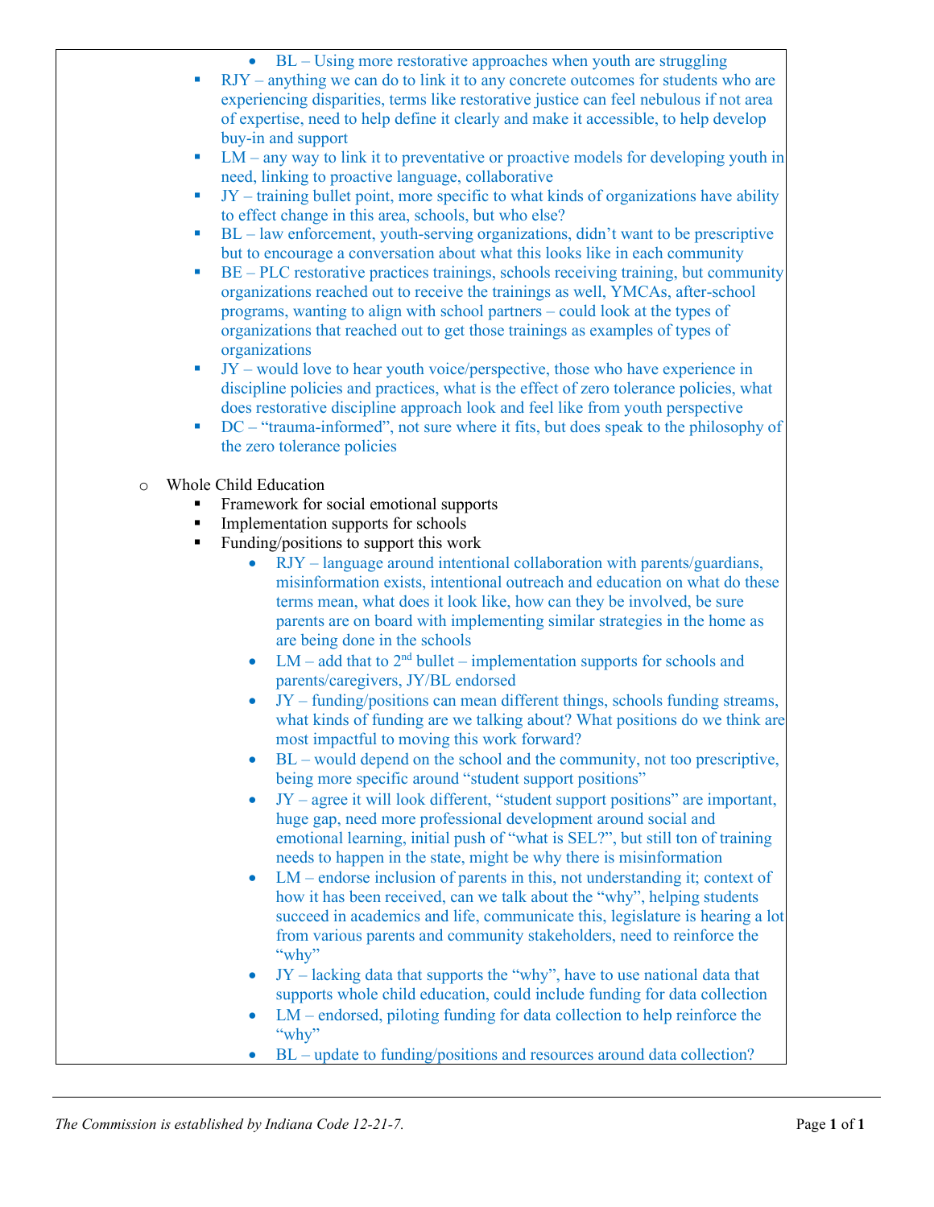- BL – Using more restorative approaches when youth are struggling
    - RJY – anything we can do to link it to any concrete outcomes for students who are experiencing disparities, terms like restorative justice can feel nebulous if not area of expertise, need to help define it clearly and make it accessible, to help develop buy-in and support
    - LM – any way to link it to preventative or proactive models for developing youth in need, linking to proactive language, collaborative
    - JY – training bullet point, more specific to what kinds of organizations have ability to effect change in this area, schools, but who else?
    - BL – law enforcement, youth-serving organizations, didn't want to be prescriptive but to encourage a conversation about what this looks like in each community
    - BE – PLC restorative practices trainings, schools receiving training, but community organizations reached out to receive the trainings as well, YMCAs, after-school programs, wanting to align with school partners – could look at the types of organizations that reached out to get those trainings as examples of types of organizations
    - JY – would love to hear youth voice/perspective, those who have experience in discipline policies and practices, what is the effect of zero tolerance policies, what does restorative discipline approach look and feel like from youth perspective
    - DC – "trauma-informed", not sure where it fits, but does speak to the philosophy of the zero tolerance policies

- Whole Child Education
    - Framework for social emotional supports
    - Implementation supports for schools
    - Funding/positions to support this work
        - RJY – language around intentional collaboration with parents/guardians, misinformation exists, intentional outreach and education on what do these terms mean, what does it look like, how can they be involved, be sure parents are on board with implementing similar strategies in the home as are being done in the schools
        - LM – add that to 2nd bullet – implementation supports for schools and parents/caregivers, JY/BL endorsed
        - JY – funding/positions can mean different things, schools funding streams, what kinds of funding are we talking about? What positions do we think are most impactful to moving this work forward?
        - BL – would depend on the school and the community, not too prescriptive, being more specific around "student support positions"
        - JY – agree it will look different, "student support positions" are important, huge gap, need more professional development around social and emotional learning, initial push of "what is SEL?", but still ton of training needs to happen in the state, might be why there is misinformation
        - LM – endorse inclusion of parents in this, not understanding it; context of how it has been received, can we talk about the "why", helping students succeed in academics and life, communicate this, legislature is hearing a lot from various parents and community stakeholders, need to reinforce the "why"
        - JY – lacking data that supports the "why", have to use national data that supports whole child education, could include funding for data collection
        - LM – endorsed, piloting funding for data collection to help reinforce the "why"
        - BL – update to funding/positions and resources around data collection?

*The Commission is established by Indiana Code 12-21-7.*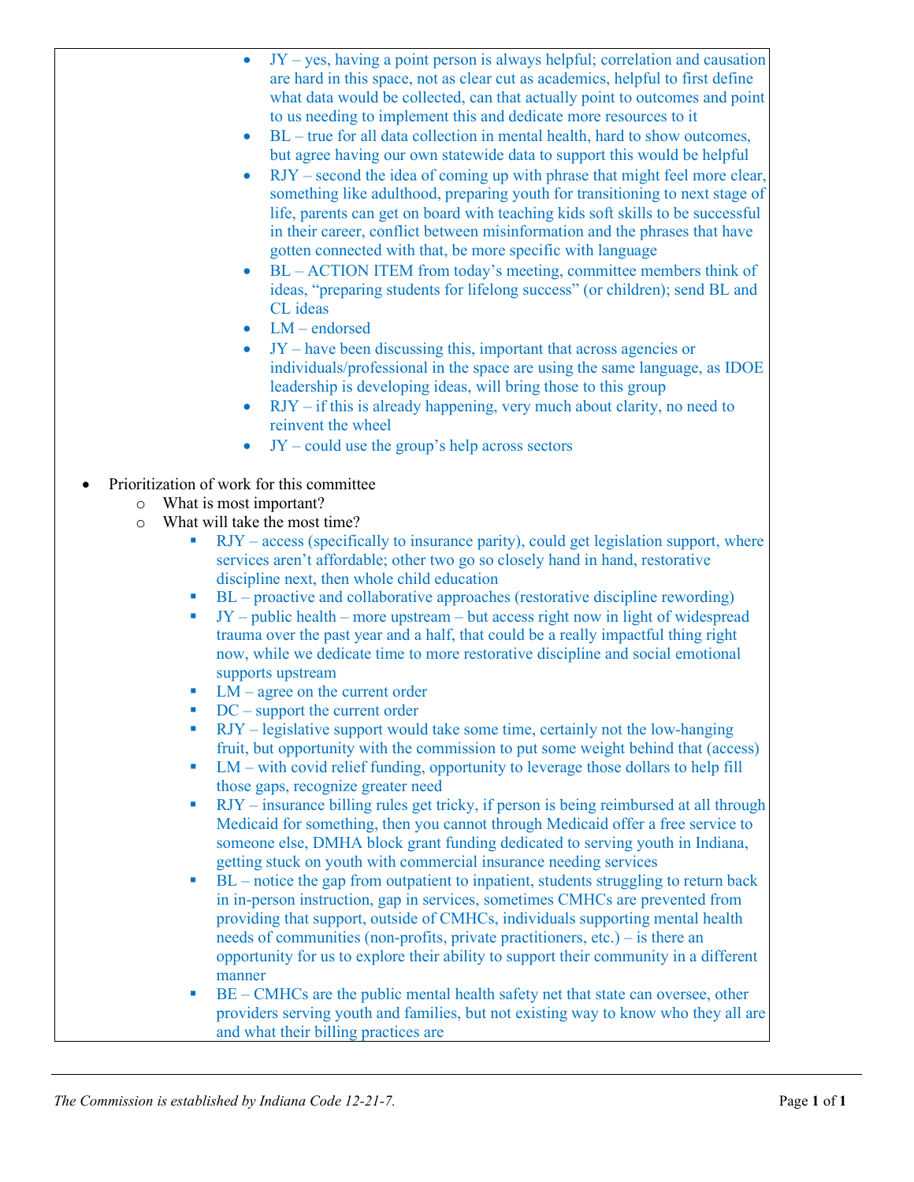- JY – yes, having a point person is always helpful; correlation and causation are hard in this space, not as clear cut as academics, helpful to first define what data would be collected, can that actually point to outcomes and point to us needing to implement this and dedicate more resources to it
  - BL – true for all data collection in mental health, hard to show outcomes, but agree having our own statewide data to support this would be helpful
  - RJY – second the idea of coming up with phrase that might feel more clear, something like adulthood, preparing youth for transitioning to next stage of life, parents can get on board with teaching kids soft skills to be successful in their career, conflict between misinformation and the phrases that have gotten connected with that, be more specific with language
  - BL – ACTION ITEM from today's meeting, committee members think of ideas, "preparing students for lifelong success" (or children); send BL and CL ideas
  - LM – endorsed
  - JY – have been discussing this, important that across agencies or individuals/professional in the space are using the same language, as IDOE leadership is developing ideas, will bring those to this group
  - RJY – if this is already happening, very much about clarity, no need to reinvent the wheel
  - JY – could use the group's help across sectors

- Prioritization of work for this committee
  - What is most important?
  - What will take the most time?
    - RJY – access (specifically to insurance parity), could get legislation support, where services aren't affordable; other two go so closely hand in hand, restorative discipline next, then whole child education
    - BL – proactive and collaborative approaches (restorative discipline rewording)
    - JY – public health – more upstream – but access right now in light of widespread trauma over the past year and a half, that could be a really impactful thing right now, while we dedicate time to more restorative discipline and social emotional supports upstream
    - LM – agree on the current order
    - DC – support the current order
    - RJY – legislative support would take some time, certainly not the low-hanging fruit, but opportunity with the commission to put some weight behind that (access)
    - LM – with covid relief funding, opportunity to leverage those dollars to help fill those gaps, recognize greater need
    - RJY – insurance billing rules get tricky, if person is being reimbursed at all through Medicaid for something, then you cannot through Medicaid offer a free service to someone else, DMHA block grant funding dedicated to serving youth in Indiana, getting stuck on youth with commercial insurance needing services
    - BL – notice the gap from outpatient to inpatient, students struggling to return back in in-person instruction, gap in services, sometimes CMHCs are prevented from providing that support, outside of CMHCs, individuals supporting mental health needs of communities (non-profits, private practitioners, etc.) – is there an opportunity for us to explore their ability to support their community in a different manner
    - BE – CMHCs are the public mental health safety net that state can oversee, other providers serving youth and families, but not existing way to know who they all are and what their billing practices are

*The Commission is established by Indiana Code 12-21-7.*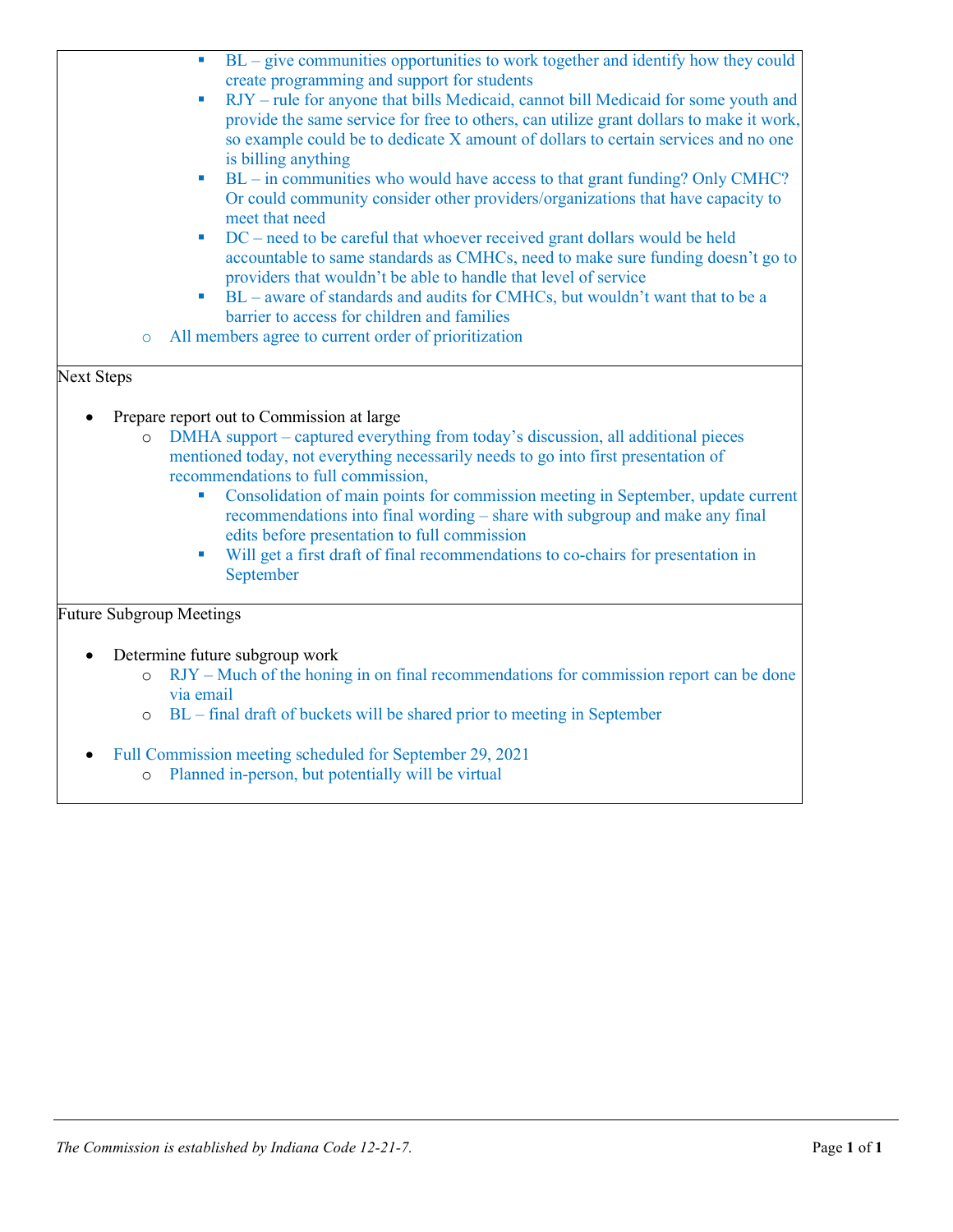- BL – give communities opportunities to work together and identify how they could create programming and support for students
- RJY – rule for anyone that bills Medicaid, cannot bill Medicaid for some youth and provide the same service for free to others, can utilize grant dollars to make it work, so example could be to dedicate X amount of dollars to certain services and no one is billing anything
- BL – in communities who would have access to that grant funding? Only CMHC? Or could community consider other providers/organizations that have capacity to meet that need
- DC – need to be careful that whoever received grant dollars would be held accountable to same standards as CMHCs, need to make sure funding doesn't go to providers that wouldn't be able to handle that level of service
- BL – aware of standards and audits for CMHCs, but wouldn't want that to be a barrier to access for children and families

- All members agree to current order of prioritization

Next Steps

- Prepare report out to Commission at large
  - DMHA support – captured everything from today's discussion, all additional pieces mentioned today, not everything necessarily needs to go into first presentation of recommendations to full commission,
    - Consolidation of main points for commission meeting in September, update current recommendations into final wording – share with subgroup and make any final edits before presentation to full commission
    - Will get a first draft of final recommendations to co-chairs for presentation in September

Future Subgroup Meetings

- Determine future subgroup work
  - RJY – Much of the honing in on final recommendations for commission report can be done via email
  - BL – final draft of buckets will be shared prior to meeting in September

- Full Commission meeting scheduled for September 29, 2021
  - Planned in-person, but potentially will be virtual

*The Commission is established by Indiana Code 12-21-7.*